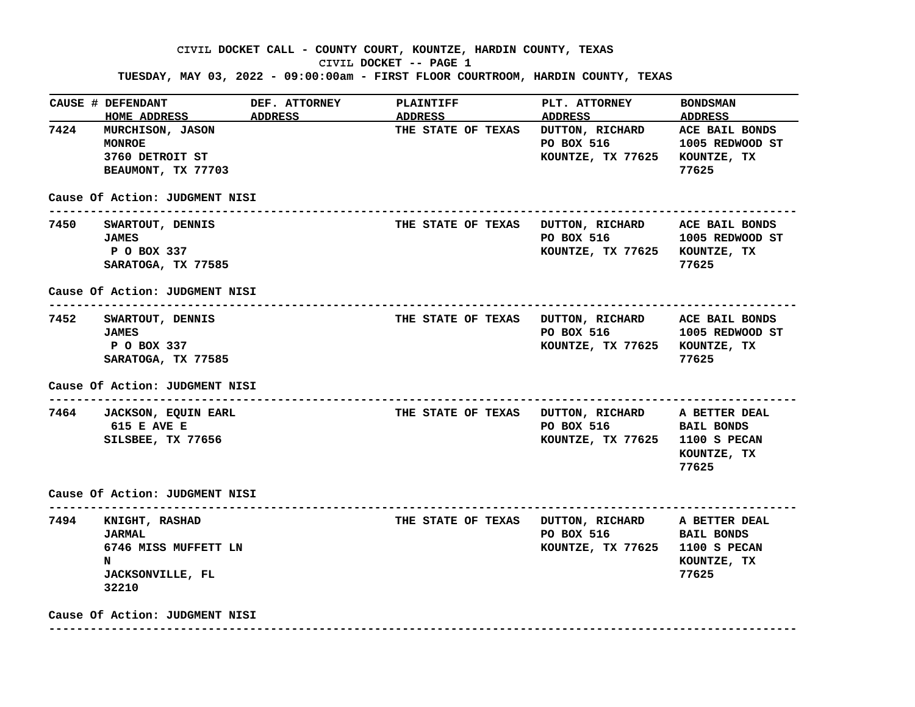# CIVIL DOCKET CALL - COUNTY COURT, KOUNTZE, HARDIN COUNTY, TEXAS

CIVIL DOCKET -- PAGE 1

TUESDAY, MAY 03, 2022 - 09:00:00am - FIRST FLOOR COURTROOM, HARDIN COUNTY, TEXAS

| CAUSE # | DEFENDANT HOME ADDRESS | DEF. ATTORNEY ADDRESS | PLAINTIFF ADDRESS | PLT. ATTORNEY ADDRESS | BONDSMAN ADDRESS |
|---|---|---|---|---|---|
| 7424 | MURCHISON, JASON MONROE 3760 DETROIT ST BEAUMONT, TX 77703 | | THE STATE OF TEXAS | DUTTON, RICHARD PO BOX 516 KOUNTZE, TX 77625 | ACE BAIL BONDS 1005 REDWOOD ST KOUNTZE, TX 77625 |
| | Cause Of Action: JUDGMENT NISI | | | | |
| 7450 | SWARTOUT, DENNIS JAMES P O BOX 337 SARATOGA, TX 77585 | | THE STATE OF TEXAS | DUTTON, RICHARD PO BOX 516 KOUNTZE, TX 77625 | ACE BAIL BONDS 1005 REDWOOD ST KOUNTZE, TX 77625 |
| | Cause Of Action: JUDGMENT NISI | | | | |
| 7452 | SWARTOUT, DENNIS JAMES P O BOX 337 SARATOGA, TX 77585 | | THE STATE OF TEXAS | DUTTON, RICHARD PO BOX 516 KOUNTZE, TX 77625 | ACE BAIL BONDS 1005 REDWOOD ST KOUNTZE, TX 77625 |
| | Cause Of Action: JUDGMENT NISI | | | | |
| 7464 | JACKSON, EQUIN EARL 615 E AVE E SILSBEE, TX 77656 | | THE STATE OF TEXAS | DUTTON, RICHARD PO BOX 516 KOUNTZE, TX 77625 | A BETTER DEAL BAIL BONDS 1100 S PECAN KOUNTZE, TX 77625 |
| | Cause Of Action: JUDGMENT NISI | | | | |
| 7494 | KNIGHT, RASHAD JARMAL 6746 MISS MUFFETT LN N JACKSONVILLE, FL 32210 | | THE STATE OF TEXAS | DUTTON, RICHARD PO BOX 516 KOUNTZE, TX 77625 | A BETTER DEAL BAIL BONDS 1100 S PECAN KOUNTZE, TX 77625 |
| | Cause Of Action: JUDGMENT NISI | | | | |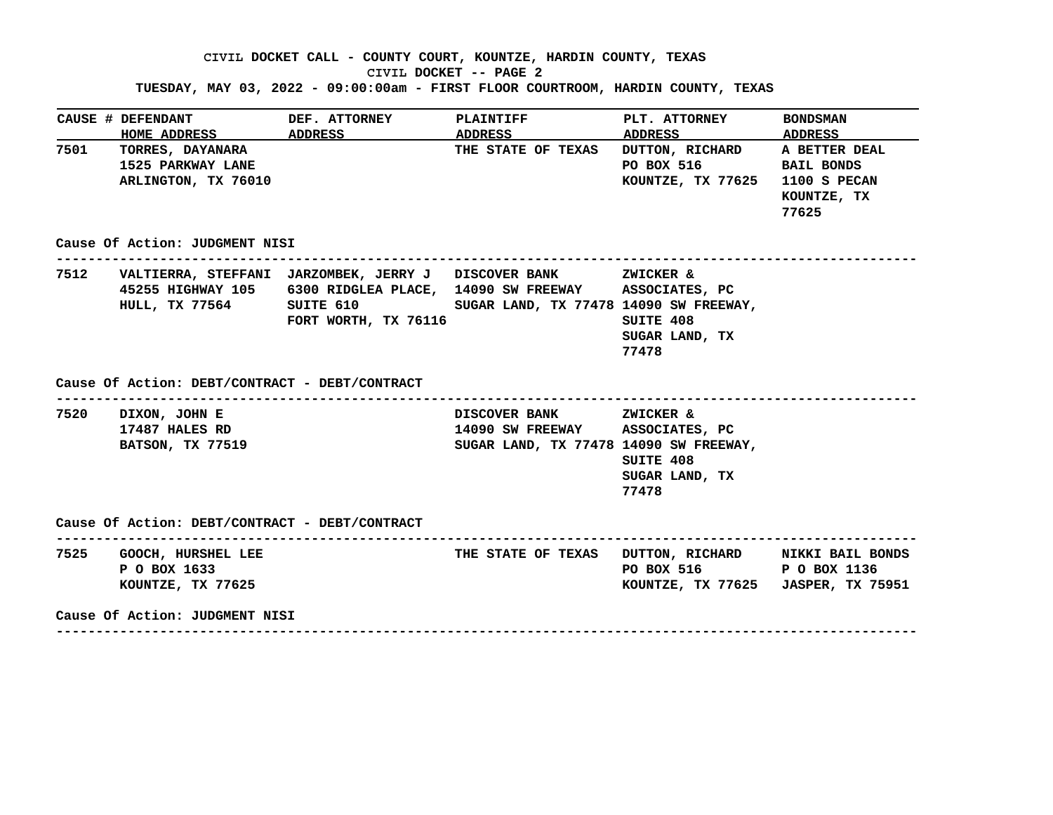CIVIL DOCKET CALL - COUNTY COURT, KOUNTZE, HARDIN COUNTY, TEXAS

CIVIL DOCKET -- PAGE 2

TUESDAY, MAY 03, 2022 - 09:00:00am - FIRST FLOOR COURTROOM, HARDIN COUNTY, TEXAS

| CAUSE # | DEFENDANT HOME ADDRESS | DEF. ATTORNEY ADDRESS | PLAINTIFF ADDRESS | PLT. ATTORNEY ADDRESS | BONDSMAN ADDRESS |
|---|---|---|---|---|---|
| 7501 | TORRES, DAYANARA 1525 PARKWAY LANE ARLINGTON, TX 76010 | | THE STATE OF TEXAS | DUTTON, RICHARD PO BOX 516 KOUNTZE, TX 77625 | A BETTER DEAL BAIL BONDS 1100 S PECAN KOUNTZE, TX 77625 |

Cause Of Action: JUDGMENT NISI

| CAUSE # | DEFENDANT HOME ADDRESS | DEF. ATTORNEY ADDRESS | PLAINTIFF ADDRESS | PLT. ATTORNEY ADDRESS | BONDSMAN ADDRESS |
|---|---|---|---|---|---|
| 7512 | VALTIERRA, STEFFANI 45255 HIGHWAY 105 HULL, TX 77564 | JARZOMBEK, JERRY J 6300 RIDGLEA PLACE, SUITE 610 FORT WORTH, TX 76116 | DISCOVER BANK 14090 SW FREEWAY SUGAR LAND, TX 77478 | ZWICKER & ASSOCIATES, PC 14090 SW FREEWAY, SUITE 408 SUGAR LAND, TX 77478 | |

Cause Of Action: DEBT/CONTRACT - DEBT/CONTRACT

| CAUSE # | DEFENDANT HOME ADDRESS | DEF. ATTORNEY ADDRESS | PLAINTIFF ADDRESS | PLT. ATTORNEY ADDRESS | BONDSMAN ADDRESS |
|---|---|---|---|---|---|
| 7520 | DIXON, JOHN E 17487 HALES RD BATSON, TX 77519 | | DISCOVER BANK 14090 SW FREEWAY SUGAR LAND, TX 77478 | ZWICKER & ASSOCIATES, PC 14090 SW FREEWAY, SUITE 408 SUGAR LAND, TX 77478 | |

Cause Of Action: DEBT/CONTRACT - DEBT/CONTRACT

| CAUSE # | DEFENDANT HOME ADDRESS | DEF. ATTORNEY ADDRESS | PLAINTIFF ADDRESS | PLT. ATTORNEY ADDRESS | BONDSMAN ADDRESS |
|---|---|---|---|---|---|
| 7525 | GOOCH, HURSHEL LEE P O BOX 1633 KOUNTZE, TX 77625 | | THE STATE OF TEXAS | DUTTON, RICHARD PO BOX 516 KOUNTZE, TX 77625 | NIKKI BAIL BONDS P O BOX 1136 JASPER, TX 75951 |

Cause Of Action: JUDGMENT NISI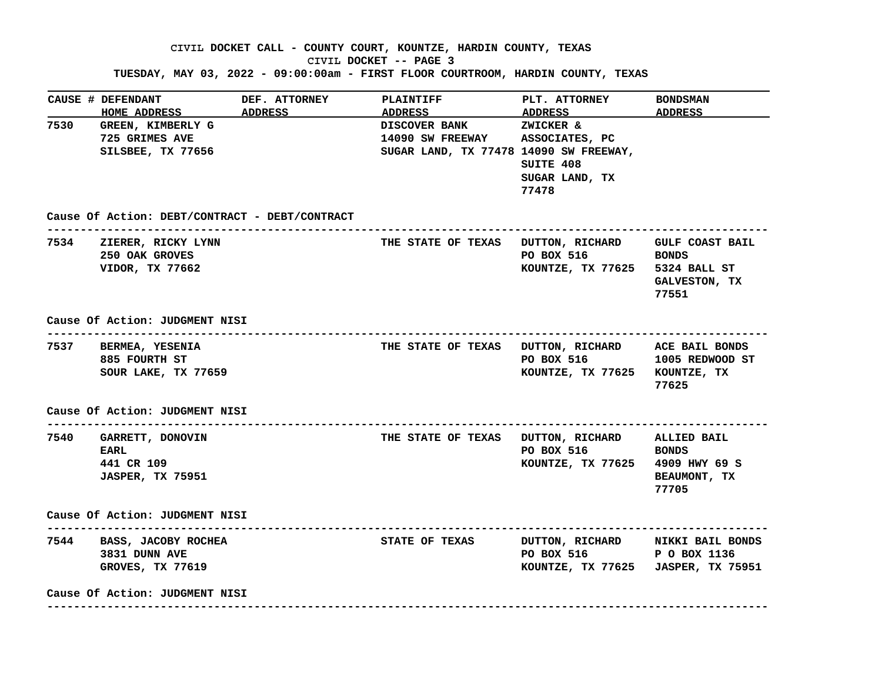**CIVIL DOCKET CALL - COUNTY COURT, KOUNTZE, HARDIN COUNTY, TEXAS**

**CIVIL DOCKET -- PAGE 3**

**TUESDAY, MAY 03, 2022 - 09:00:00am - FIRST FLOOR COURTROOM, HARDIN COUNTY, TEXAS**

| CAUSE # | DEFENDANT HOME ADDRESS | DEF. ATTORNEY ADDRESS | PLAINTIFF ADDRESS | PLT. ATTORNEY ADDRESS | BONDSMAN ADDRESS |
|---|---|---|---|---|---|
| 7530 | GREEN, KIMBERLY G 725 GRIMES AVE SILSBEE, TX 77656 | | DISCOVER BANK 14090 SW FREEWAY SUGAR LAND, TX 77478 | ZWICKER & ASSOCIATES, PC 14090 SW FREEWAY, SUITE 408 SUGAR LAND, TX 77478 | |

Cause Of Action: DEBT/CONTRACT - DEBT/CONTRACT

| CAUSE # | DEFENDANT HOME ADDRESS | DEF. ATTORNEY ADDRESS | PLAINTIFF ADDRESS | PLT. ATTORNEY ADDRESS | BONDSMAN ADDRESS |
|---|---|---|---|---|---|
| 7534 | ZIERER, RICKY LYNN 250 OAK GROVES VIDOR, TX 77662 | | THE STATE OF TEXAS | DUTTON, RICHARD PO BOX 516 KOUNTZE, TX 77625 | GULF COAST BAIL BONDS 5324 BALL ST GALVESTON, TX 77551 |

Cause Of Action: JUDGMENT NISI

| CAUSE # | DEFENDANT HOME ADDRESS | DEF. ATTORNEY ADDRESS | PLAINTIFF ADDRESS | PLT. ATTORNEY ADDRESS | BONDSMAN ADDRESS |
|---|---|---|---|---|---|
| 7537 | BERMEA, YESENIA 885 FOURTH ST SOUR LAKE, TX 77659 | | THE STATE OF TEXAS | DUTTON, RICHARD PO BOX 516 KOUNTZE, TX 77625 | ACE BAIL BONDS 1005 REDWOOD ST KOUNTZE, TX 77625 |

Cause Of Action: JUDGMENT NISI

| CAUSE # | DEFENDANT HOME ADDRESS | DEF. ATTORNEY ADDRESS | PLAINTIFF ADDRESS | PLT. ATTORNEY ADDRESS | BONDSMAN ADDRESS |
|---|---|---|---|---|---|
| 7540 | GARRETT, DONOVIN EARL 441 CR 109 JASPER, TX 75951 | | THE STATE OF TEXAS | DUTTON, RICHARD PO BOX 516 KOUNTZE, TX 77625 | ALLIED BAIL BONDS 4909 HWY 69 S BEAUMONT, TX 77705 |

Cause Of Action: JUDGMENT NISI

| CAUSE # | DEFENDANT HOME ADDRESS | DEF. ATTORNEY ADDRESS | PLAINTIFF ADDRESS | PLT. ATTORNEY ADDRESS | BONDSMAN ADDRESS |
|---|---|---|---|---|---|
| 7544 | BASS, JACOBY ROCHEA 3831 DUNN AVE GROVES, TX 77619 | | STATE OF TEXAS | DUTTON, RICHARD PO BOX 516 KOUNTZE, TX 77625 | NIKKI BAIL BONDS P O BOX 1136 JASPER, TX 75951 |

Cause Of Action: JUDGMENT NISI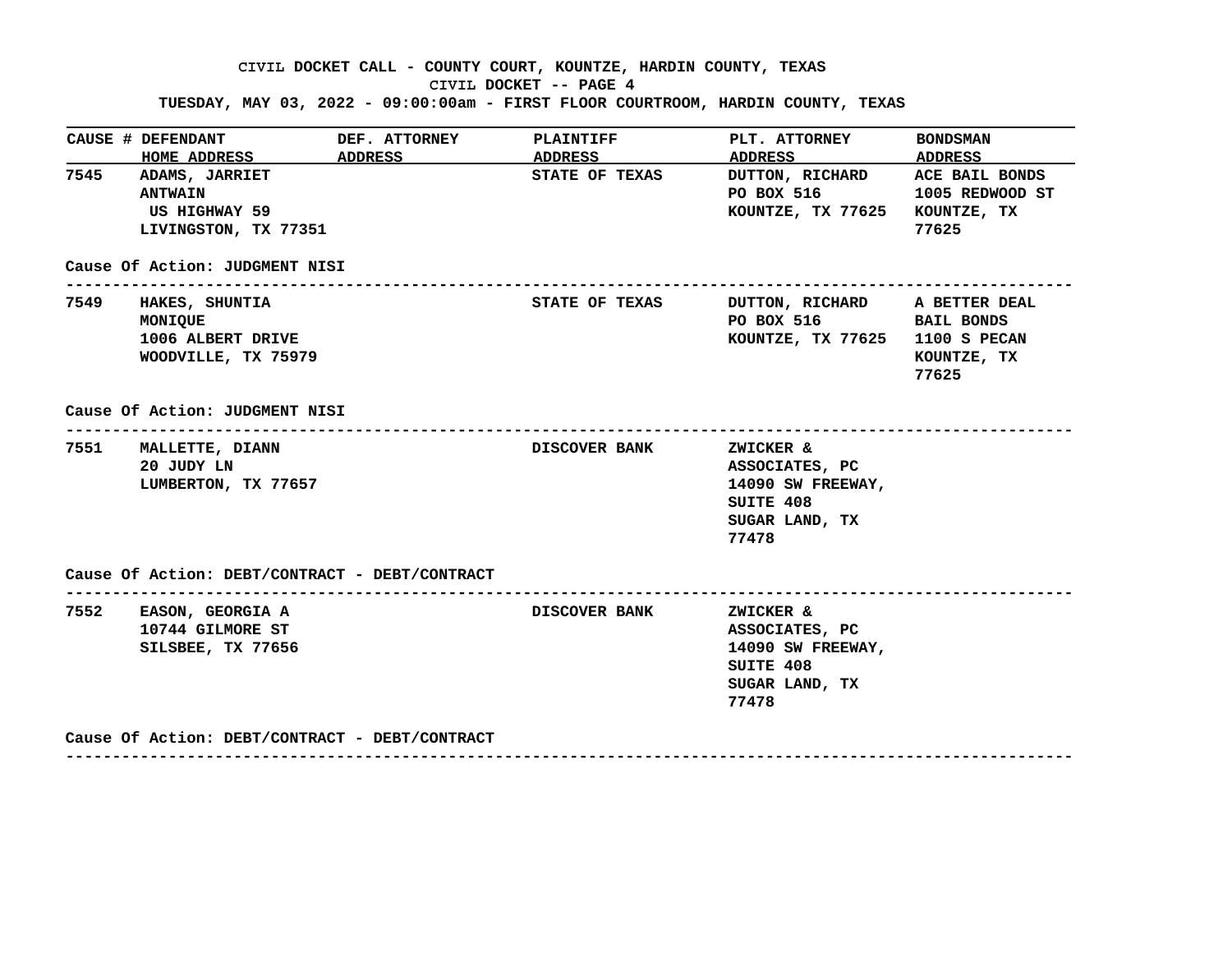CIVIL DOCKET CALL - COUNTY COURT, KOUNTZE, HARDIN COUNTY, TEXAS

CIVIL DOCKET -- PAGE 4

TUESDAY, MAY 03, 2022 - 09:00:00am - FIRST FLOOR COURTROOM, HARDIN COUNTY, TEXAS

| CAUSE # | DEFENDANT HOME ADDRESS | DEF. ATTORNEY ADDRESS | PLAINTIFF ADDRESS | PLT. ATTORNEY ADDRESS | BONDSMAN ADDRESS |
|---|---|---|---|---|---|
| 7545 | ADAMS, JARRIET ANTWAIN US HIGHWAY 59 LIVINGSTON, TX 77351 | | STATE OF TEXAS | DUTTON, RICHARD PO BOX 516 KOUNTZE, TX 77625 | ACE BAIL BONDS 1005 REDWOOD ST KOUNTZE, TX 77625 |
| | Cause Of Action: JUDGMENT NISI | | | | |
| 7549 | HAKES, SHUNTIA MONIQUE 1006 ALBERT DRIVE WOODVILLE, TX 75979 | | STATE OF TEXAS | DUTTON, RICHARD PO BOX 516 KOUNTZE, TX 77625 | A BETTER DEAL BAIL BONDS 1100 S PECAN KOUNTZE, TX 77625 |
| | Cause Of Action: JUDGMENT NISI | | | | |
| 7551 | MALLETTE, DIANN 20 JUDY LN LUMBERTON, TX 77657 | | DISCOVER BANK | ZWICKER & ASSOCIATES, PC 14090 SW FREEWAY, SUITE 408 SUGAR LAND, TX 77478 | |
| | Cause Of Action: DEBT/CONTRACT - DEBT/CONTRACT | | | | |
| 7552 | EASON, GEORGIA A 10744 GILMORE ST SILSBEE, TX 77656 | | DISCOVER BANK | ZWICKER & ASSOCIATES, PC 14090 SW FREEWAY, SUITE 408 SUGAR LAND, TX 77478 | |
| | Cause Of Action: DEBT/CONTRACT - DEBT/CONTRACT | | | | |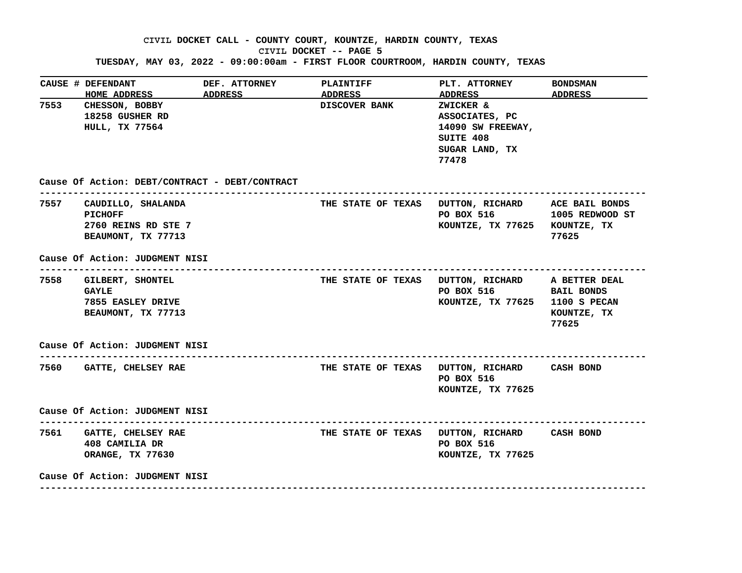CIVIL DOCKET CALL - COUNTY COURT, KOUNTZE, HARDIN COUNTY, TEXAS
CIVIL DOCKET -- PAGE 5
TUESDAY, MAY 03, 2022 - 09:00:00am - FIRST FLOOR COURTROOM, HARDIN COUNTY, TEXAS

| CAUSE # | DEFENDANT / HOME ADDRESS | DEF. ATTORNEY / ADDRESS | PLAINTIFF / ADDRESS | PLT. ATTORNEY / ADDRESS | BONDSMAN / ADDRESS |
|---|---|---|---|---|---|
| 7553 | CHESSON, BOBBY<br>18258 GUSHER RD<br>HULL, TX 77564 | | DISCOVER BANK | ZWICKER & ASSOCIATES, PC<br>14090 SW FREEWAY, SUITE 408<br>SUGAR LAND, TX 77478 | |

Cause Of Action: DEBT/CONTRACT - DEBT/CONTRACT

| CAUSE # | DEFENDANT / HOME ADDRESS | DEF. ATTORNEY / ADDRESS | PLAINTIFF / ADDRESS | PLT. ATTORNEY / ADDRESS | BONDSMAN / ADDRESS |
|---|---|---|---|---|---|
| 7557 | CAUDILLO, SHALANDA PICHOFF<br>2760 REINS RD STE 7<br>BEAUMONT, TX 77713 | | THE STATE OF TEXAS | DUTTON, RICHARD<br>PO BOX 516<br>KOUNTZE, TX 77625 | ACE BAIL BONDS<br>1005 REDWOOD ST<br>KOUNTZE, TX 77625 |

Cause Of Action: JUDGMENT NISI

| CAUSE # | DEFENDANT / HOME ADDRESS | DEF. ATTORNEY / ADDRESS | PLAINTIFF / ADDRESS | PLT. ATTORNEY / ADDRESS | BONDSMAN / ADDRESS |
|---|---|---|---|---|---|
| 7558 | GILBERT, SHONTEL GAYLE<br>7855 EASLEY DRIVE<br>BEAUMONT, TX 77713 | | THE STATE OF TEXAS | DUTTON, RICHARD<br>PO BOX 516<br>KOUNTZE, TX 77625 | A BETTER DEAL BAIL BONDS<br>1100 S PECAN<br>KOUNTZE, TX 77625 |

Cause Of Action: JUDGMENT NISI

| CAUSE # | DEFENDANT / HOME ADDRESS | DEF. ATTORNEY / ADDRESS | PLAINTIFF / ADDRESS | PLT. ATTORNEY / ADDRESS | BONDSMAN / ADDRESS |
|---|---|---|---|---|---|
| 7560 | GATTE, CHELSEY RAE | | THE STATE OF TEXAS | DUTTON, RICHARD<br>PO BOX 516<br>KOUNTZE, TX 77625 | CASH BOND |

Cause Of Action: JUDGMENT NISI

| CAUSE # | DEFENDANT / HOME ADDRESS | DEF. ATTORNEY / ADDRESS | PLAINTIFF / ADDRESS | PLT. ATTORNEY / ADDRESS | BONDSMAN / ADDRESS |
|---|---|---|---|---|---|
| 7561 | GATTE, CHELSEY RAE<br>408 CAMILIA DR<br>ORANGE, TX 77630 | | THE STATE OF TEXAS | DUTTON, RICHARD<br>PO BOX 516<br>KOUNTZE, TX 77625 | CASH BOND |

Cause Of Action: JUDGMENT NISI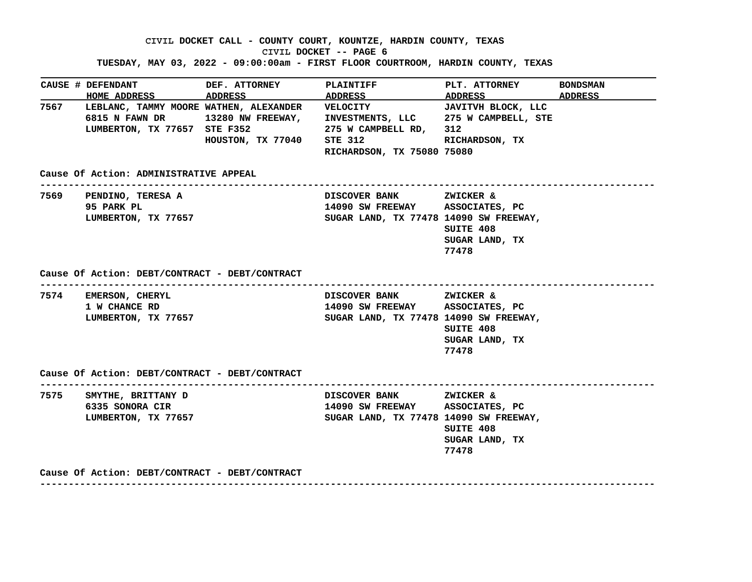CIVIL DOCKET CALL - COUNTY COURT, KOUNTZE, HARDIN COUNTY, TEXAS

CIVIL DOCKET -- PAGE 6

TUESDAY, MAY 03, 2022 - 09:00:00am - FIRST FLOOR COURTROOM, HARDIN COUNTY, TEXAS

| CAUSE # | DEFENDANT HOME ADDRESS | DEF. ATTORNEY ADDRESS | PLAINTIFF ADDRESS | PLT. ATTORNEY ADDRESS | BONDSMAN ADDRESS |
|---|---|---|---|---|---|
| 7567 | LEBLANC, TAMMY MOORE 6815 N FAWN DR LUMBERTON, TX 77657 | WATHEN, ALEXANDER 13280 NW FREEWAY, STE F352 HOUSTON, TX 77040 | VELOCITY INVESTMENTS, LLC 275 W CAMPBELL RD, STE 312 RICHARDSON, TX 75080 | JAVITVH BLOCK, LLC 275 W CAMPBELL, STE 312 RICHARDSON, TX 75080 | |

Cause Of Action: ADMINISTRATIVE APPEAL

| CAUSE # | DEFENDANT HOME ADDRESS | DEF. ATTORNEY ADDRESS | PLAINTIFF ADDRESS | PLT. ATTORNEY ADDRESS | BONDSMAN ADDRESS |
|---|---|---|---|---|---|
| 7569 | PENDINO, TERESA A 95 PARK PL LUMBERTON, TX 77657 | | DISCOVER BANK 14090 SW FREEWAY SUGAR LAND, TX 77478 | ZWICKER & ASSOCIATES, PC 14090 SW FREEWAY, SUITE 408 SUGAR LAND, TX 77478 | |

Cause Of Action: DEBT/CONTRACT - DEBT/CONTRACT

| CAUSE # | DEFENDANT HOME ADDRESS | DEF. ATTORNEY ADDRESS | PLAINTIFF ADDRESS | PLT. ATTORNEY ADDRESS | BONDSMAN ADDRESS |
|---|---|---|---|---|---|
| 7574 | EMERSON, CHERYL 1 W CHANCE RD LUMBERTON, TX 77657 | | DISCOVER BANK 14090 SW FREEWAY SUGAR LAND, TX 77478 | ZWICKER & ASSOCIATES, PC 14090 SW FREEWAY, SUITE 408 SUGAR LAND, TX 77478 | |

Cause Of Action: DEBT/CONTRACT - DEBT/CONTRACT

| CAUSE # | DEFENDANT HOME ADDRESS | DEF. ATTORNEY ADDRESS | PLAINTIFF ADDRESS | PLT. ATTORNEY ADDRESS | BONDSMAN ADDRESS |
|---|---|---|---|---|---|
| 7575 | SMYTHE, BRITTANY D 6335 SONORA CIR LUMBERTON, TX 77657 | | DISCOVER BANK 14090 SW FREEWAY SUGAR LAND, TX 77478 | ZWICKER & ASSOCIATES, PC 14090 SW FREEWAY, SUITE 408 SUGAR LAND, TX 77478 | |

Cause Of Action: DEBT/CONTRACT - DEBT/CONTRACT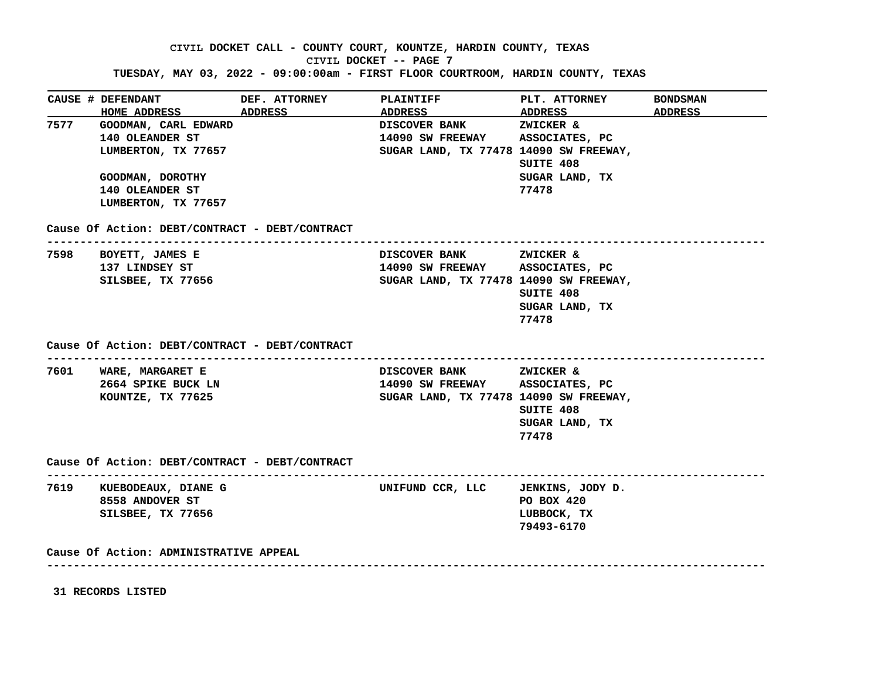CIVIL DOCKET CALL - COUNTY COURT, KOUNTZE, HARDIN COUNTY, TEXAS

CIVIL DOCKET -- PAGE 7

TUESDAY, MAY 03, 2022 - 09:00:00am - FIRST FLOOR COURTROOM, HARDIN COUNTY, TEXAS

| CAUSE # | DEFENDANT<br>HOME ADDRESS | DEF. ATTORNEY<br>ADDRESS | PLAINTIFF<br>ADDRESS | PLT. ATTORNEY<br>ADDRESS | BONDSMAN<br>ADDRESS |
|---|---|---|---|---|---|
| 7577 | GOODMAN, CARL EDWARD<br>140 OLEANDER ST<br>LUMBERTON, TX 77657<br><br>GOODMAN, DOROTHY<br>140 OLEANDER ST<br>LUMBERTON, TX 77657 | | DISCOVER BANK<br>14090 SW FREEWAY<br>SUGAR LAND, TX 77478 | ZWICKER & ASSOCIATES, PC<br>14090 SW FREEWAY, SUITE 408<br>SUGAR LAND, TX 77478 | |
| | Cause Of Action: DEBT/CONTRACT - DEBT/CONTRACT | | | | |
| 7598 | BOYETT, JAMES E<br>137 LINDSEY ST<br>SILSBEE, TX 77656 | | DISCOVER BANK<br>14090 SW FREEWAY<br>SUGAR LAND, TX 77478 | ZWICKER & ASSOCIATES, PC<br>14090 SW FREEWAY, SUITE 408<br>SUGAR LAND, TX 77478 | |
| | Cause Of Action: DEBT/CONTRACT - DEBT/CONTRACT | | | | |
| 7601 | WARE, MARGARET E<br>2664 SPIKE BUCK LN<br>KOUNTZE, TX 77625 | | DISCOVER BANK<br>14090 SW FREEWAY<br>SUGAR LAND, TX 77478 | ZWICKER & ASSOCIATES, PC<br>14090 SW FREEWAY, SUITE 408<br>SUGAR LAND, TX 77478 | |
| | Cause Of Action: DEBT/CONTRACT - DEBT/CONTRACT | | | | |
| 7619 | KUEBODEAUX, DIANE G<br>8558 ANDOVER ST<br>SILSBEE, TX 77656 | | UNIFUND CCR, LLC | JENKINS, JODY D.<br>PO BOX 420<br>LUBBOCK, TX 79493-6170 | |
| | Cause Of Action: ADMINISTRATIVE APPEAL | | | | |

31 RECORDS LISTED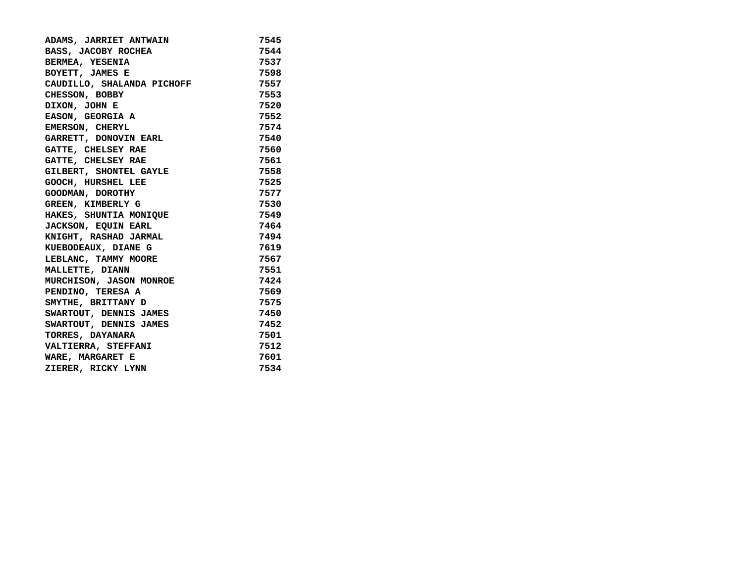| | |
|---|---|
| ADAMS, JARRIET ANTWAIN | 7545 |
| BASS, JACOBY ROCHEA | 7544 |
| BERMEA, YESENIA | 7537 |
| BOYETT, JAMES E | 7598 |
| CAUDILLO, SHALANDA PICHOFF | 7557 |
| CHESSON, BOBBY | 7553 |
| DIXON, JOHN E | 7520 |
| EASON, GEORGIA A | 7552 |
| EMERSON, CHERYL | 7574 |
| GARRETT, DONOVIN EARL | 7540 |
| GATTE, CHELSEY RAE | 7560 |
| GATTE, CHELSEY RAE | 7561 |
| GILBERT, SHONTEL GAYLE | 7558 |
| GOOCH, HURSHEL LEE | 7525 |
| GOODMAN, DOROTHY | 7577 |
| GREEN, KIMBERLY G | 7530 |
| HAKES, SHUNTIA MONIQUE | 7549 |
| JACKSON, EQUIN EARL | 7464 |
| KNIGHT, RASHAD JARMAL | 7494 |
| KUEBODEAUX, DIANE G | 7619 |
| LEBLANC, TAMMY MOORE | 7567 |
| MALLETTE, DIANN | 7551 |
| MURCHISON, JASON MONROE | 7424 |
| PENDINO, TERESA A | 7569 |
| SMYTHE, BRITTANY D | 7575 |
| SWARTOUT, DENNIS JAMES | 7450 |
| SWARTOUT, DENNIS JAMES | 7452 |
| TORRES, DAYANARA | 7501 |
| VALTIERRA, STEFFANI | 7512 |
| WARE, MARGARET E | 7601 |
| ZIERER, RICKY LYNN | 7534 |